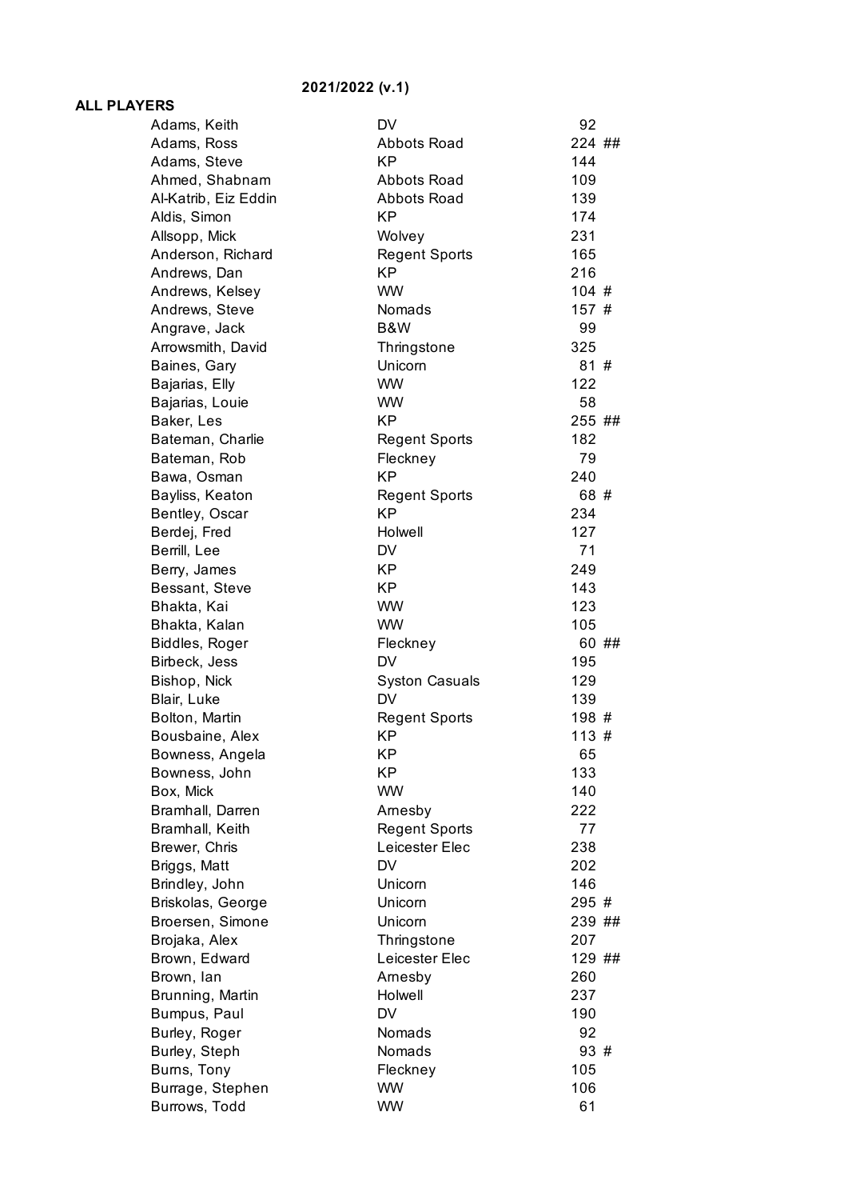**2021/2022 (v.1)**

**ALL PLAYERS**

| Name | Club | Rating | |
|---|---|---|---|
| Adams, Keith | DV | 92 | |
| Adams, Ross | Abbots Road | 224 | ## |
| Adams, Steve | KP | 144 | |
| Ahmed, Shabnam | Abbots Road | 109 | |
| Al-Katrib, Eiz Eddin | Abbots Road | 139 | |
| Aldis, Simon | KP | 174 | |
| Allsopp, Mick | Wolvey | 231 | |
| Anderson, Richard | Regent Sports | 165 | |
| Andrews, Dan | KP | 216 | |
| Andrews, Kelsey | WW | 104 | # |
| Andrews, Steve | Nomads | 157 | # |
| Angrave, Jack | B&W | 99 | |
| Arrowsmith, David | Thringstone | 325 | |
| Baines, Gary | Unicorn | 81 | # |
| Bajarias, Elly | WW | 122 | |
| Bajarias, Louie | WW | 58 | |
| Baker, Les | KP | 255 | ## |
| Bateman, Charlie | Regent Sports | 182 | |
| Bateman, Rob | Fleckney | 79 | |
| Bawa, Osman | KP | 240 | |
| Bayliss, Keaton | Regent Sports | 68 | # |
| Bentley, Oscar | KP | 234 | |
| Berdej, Fred | Holwell | 127 | |
| Berrill, Lee | DV | 71 | |
| Berry, James | KP | 249 | |
| Bessant, Steve | KP | 143 | |
| Bhakta, Kai | WW | 123 | |
| Bhakta, Kalan | WW | 105 | |
| Biddles, Roger | Fleckney | 60 | ## |
| Birbeck, Jess | DV | 195 | |
| Bishop, Nick | Syston Casuals | 129 | |
| Blair, Luke | DV | 139 | |
| Bolton, Martin | Regent Sports | 198 | # |
| Bousbaine, Alex | KP | 113 | # |
| Bowness, Angela | KP | 65 | |
| Bowness, John | KP | 133 | |
| Box, Mick | WW | 140 | |
| Bramhall, Darren | Arnesby | 222 | |
| Bramhall, Keith | Regent Sports | 77 | |
| Brewer, Chris | Leicester Elec | 238 | |
| Briggs, Matt | DV | 202 | |
| Brindley, John | Unicorn | 146 | |
| Briskolas, George | Unicorn | 295 | # |
| Broersen, Simone | Unicorn | 239 | ## |
| Brojaka, Alex | Thringstone | 207 | |
| Brown, Edward | Leicester Elec | 129 | ## |
| Brown, Ian | Arnesby | 260 | |
| Brunning, Martin | Holwell | 237 | |
| Bumpus, Paul | DV | 190 | |
| Burley, Roger | Nomads | 92 | |
| Burley, Steph | Nomads | 93 | # |
| Burns, Tony | Fleckney | 105 | |
| Burrage, Stephen | WW | 106 | |
| Burrows, Todd | WW | 61 | |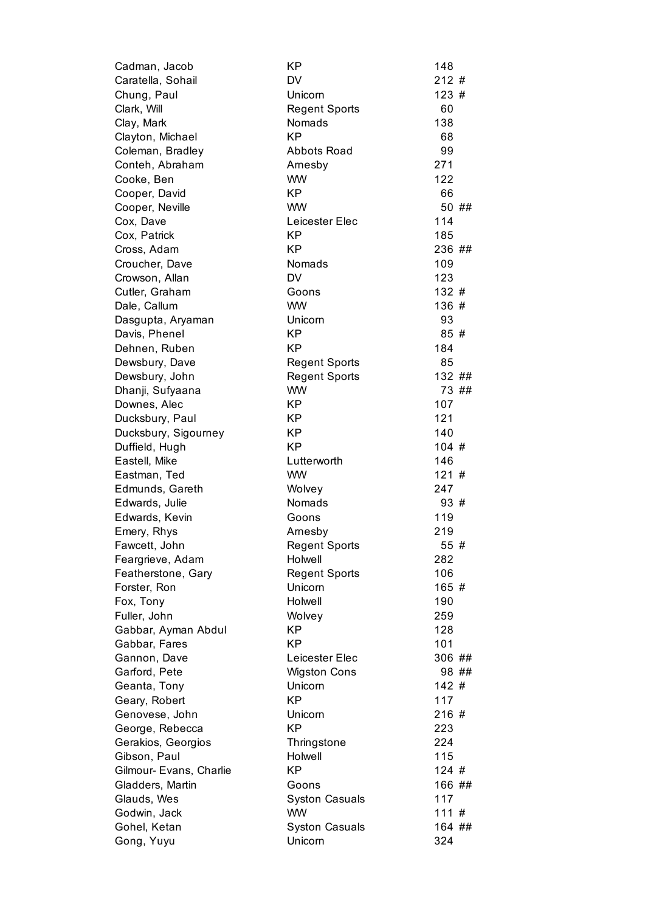| | | | |
|---|---|---|---|
| Cadman, Jacob | KP | 148 | |
| Caratella, Sohail | DV | 212 | # |
| Chung, Paul | Unicorn | 123 | # |
| Clark, Will | Regent Sports | 60 | |
| Clay, Mark | Nomads | 138 | |
| Clayton, Michael | KP | 68 | |
| Coleman, Bradley | Abbots Road | 99 | |
| Conteh, Abraham | Arnesby | 271 | |
| Cooke, Ben | WW | 122 | |
| Cooper, David | KP | 66 | |
| Cooper, Neville | WW | 50 | ## |
| Cox, Dave | Leicester Elec | 114 | |
| Cox, Patrick | KP | 185 | |
| Cross, Adam | KP | 236 | ## |
| Croucher, Dave | Nomads | 109 | |
| Crowson, Allan | DV | 123 | |
| Cutler, Graham | Goons | 132 | # |
| Dale, Callum | WW | 136 | # |
| Dasgupta, Aryaman | Unicorn | 93 | |
| Davis, Phenel | KP | 85 | # |
| Dehnen, Ruben | KP | 184 | |
| Dewsbury, Dave | Regent Sports | 85 | |
| Dewsbury, John | Regent Sports | 132 | ## |
| Dhanji, Sufyaana | WW | 73 | ## |
| Downes, Alec | KP | 107 | |
| Ducksbury, Paul | KP | 121 | |
| Ducksbury, Sigourney | KP | 140 | |
| Duffield, Hugh | KP | 104 | # |
| Eastell, Mike | Lutterworth | 146 | |
| Eastman, Ted | WW | 121 | # |
| Edmunds, Gareth | Wolvey | 247 | |
| Edwards, Julie | Nomads | 93 | # |
| Edwards, Kevin | Goons | 119 | |
| Emery, Rhys | Arnesby | 219 | |
| Fawcett, John | Regent Sports | 55 | # |
| Feargrieve, Adam | Holwell | 282 | |
| Featherstone, Gary | Regent Sports | 106 | |
| Forster, Ron | Unicorn | 165 | # |
| Fox, Tony | Holwell | 190 | |
| Fuller, John | Wolvey | 259 | |
| Gabbar, Ayman Abdul | KP | 128 | |
| Gabbar, Fares | KP | 101 | |
| Gannon, Dave | Leicester Elec | 306 | ## |
| Garford, Pete | Wigston Cons | 98 | ## |
| Geanta, Tony | Unicorn | 142 | # |
| Geary, Robert | KP | 117 | |
| Genovese, John | Unicorn | 216 | # |
| George, Rebecca | KP | 223 | |
| Gerakios, Georgios | Thringstone | 224 | |
| Gibson, Paul | Holwell | 115 | |
| Gilmour- Evans, Charlie | KP | 124 | # |
| Gladders, Martin | Goons | 166 | ## |
| Glauds, Wes | Syston Casuals | 117 | |
| Godwin, Jack | WW | 111 | # |
| Gohel, Ketan | Syston Casuals | 164 | ## |
| Gong, Yuyu | Unicorn | 324 | |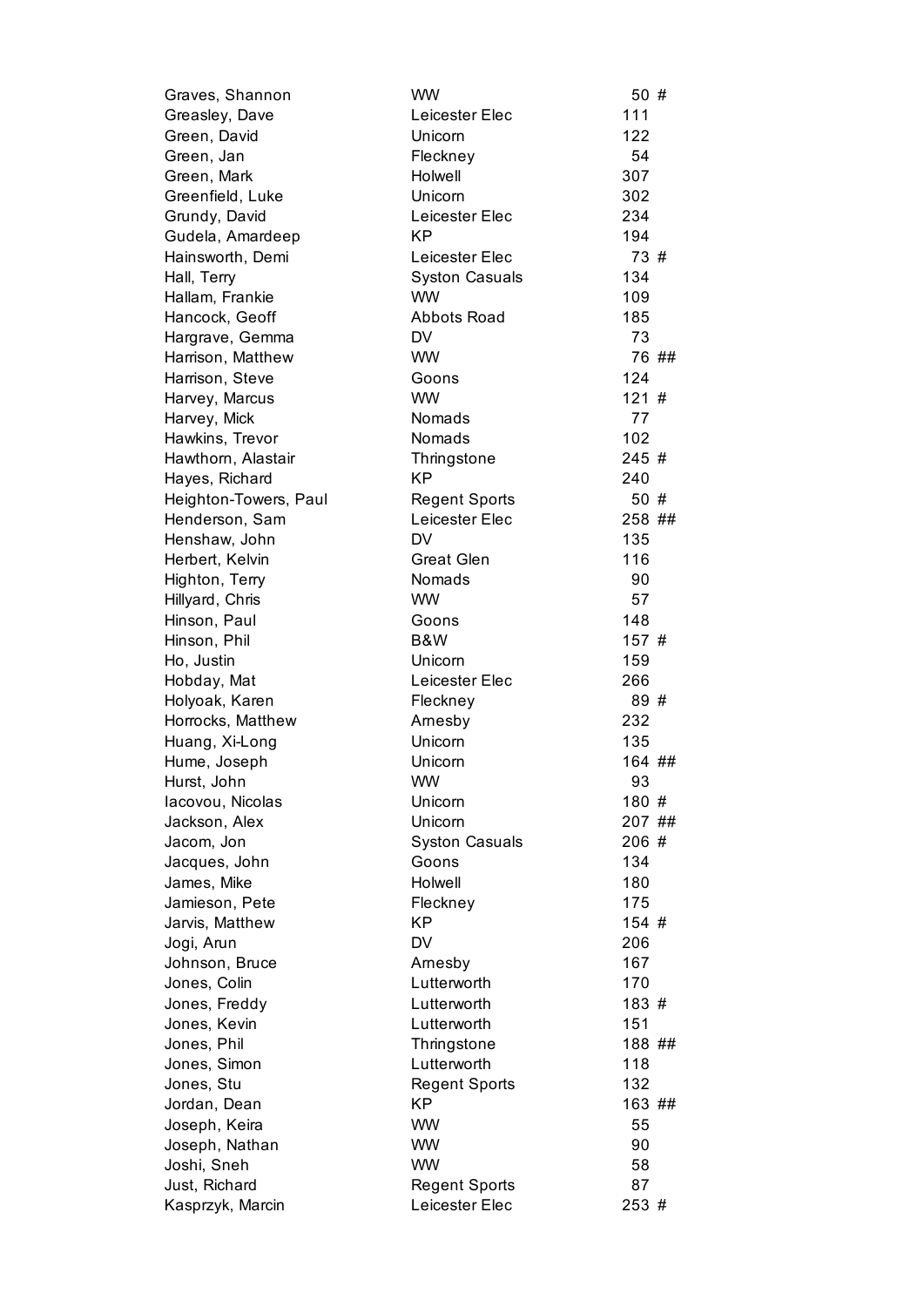| | | | |
|---|---|---|---|
| Graves, Shannon | WW | 50 | # |
| Greasley, Dave | Leicester Elec | 111 | |
| Green, David | Unicorn | 122 | |
| Green, Jan | Fleckney | 54 | |
| Green, Mark | Holwell | 307 | |
| Greenfield, Luke | Unicorn | 302 | |
| Grundy, David | Leicester Elec | 234 | |
| Gudela, Amardeep | KP | 194 | |
| Hainsworth, Demi | Leicester Elec | 73 | # |
| Hall, Terry | Syston Casuals | 134 | |
| Hallam, Frankie | WW | 109 | |
| Hancock, Geoff | Abbots Road | 185 | |
| Hargrave, Gemma | DV | 73 | |
| Harrison, Matthew | WW | 76 | ## |
| Harrison, Steve | Goons | 124 | |
| Harvey, Marcus | WW | 121 | # |
| Harvey, Mick | Nomads | 77 | |
| Hawkins, Trevor | Nomads | 102 | |
| Hawthorn, Alastair | Thringstone | 245 | # |
| Hayes, Richard | KP | 240 | |
| Heighton-Towers, Paul | Regent Sports | 50 | # |
| Henderson, Sam | Leicester Elec | 258 | ## |
| Henshaw, John | DV | 135 | |
| Herbert, Kelvin | Great Glen | 116 | |
| Highton, Terry | Nomads | 90 | |
| Hillyard, Chris | WW | 57 | |
| Hinson, Paul | Goons | 148 | |
| Hinson, Phil | B&W | 157 | # |
| Ho, Justin | Unicorn | 159 | |
| Hobday, Mat | Leicester Elec | 266 | |
| Holyoak, Karen | Fleckney | 89 | # |
| Horrocks, Matthew | Arnesby | 232 | |
| Huang, Xi-Long | Unicorn | 135 | |
| Hume, Joseph | Unicorn | 164 | ## |
| Hurst, John | WW | 93 | |
| Iacovou, Nicolas | Unicorn | 180 | # |
| Jackson, Alex | Unicorn | 207 | ## |
| Jacom, Jon | Syston Casuals | 206 | # |
| Jacques, John | Goons | 134 | |
| James, Mike | Holwell | 180 | |
| Jamieson, Pete | Fleckney | 175 | |
| Jarvis, Matthew | KP | 154 | # |
| Jogi, Arun | DV | 206 | |
| Johnson, Bruce | Arnesby | 167 | |
| Jones, Colin | Lutterworth | 170 | |
| Jones, Freddy | Lutterworth | 183 | # |
| Jones, Kevin | Lutterworth | 151 | |
| Jones, Phil | Thringstone | 188 | ## |
| Jones, Simon | Lutterworth | 118 | |
| Jones, Stu | Regent Sports | 132 | |
| Jordan, Dean | KP | 163 | ## |
| Joseph, Keira | WW | 55 | |
| Joseph, Nathan | WW | 90 | |
| Joshi, Sneh | WW | 58 | |
| Just, Richard | Regent Sports | 87 | |
| Kasprzyk, Marcin | Leicester Elec | 253 | # |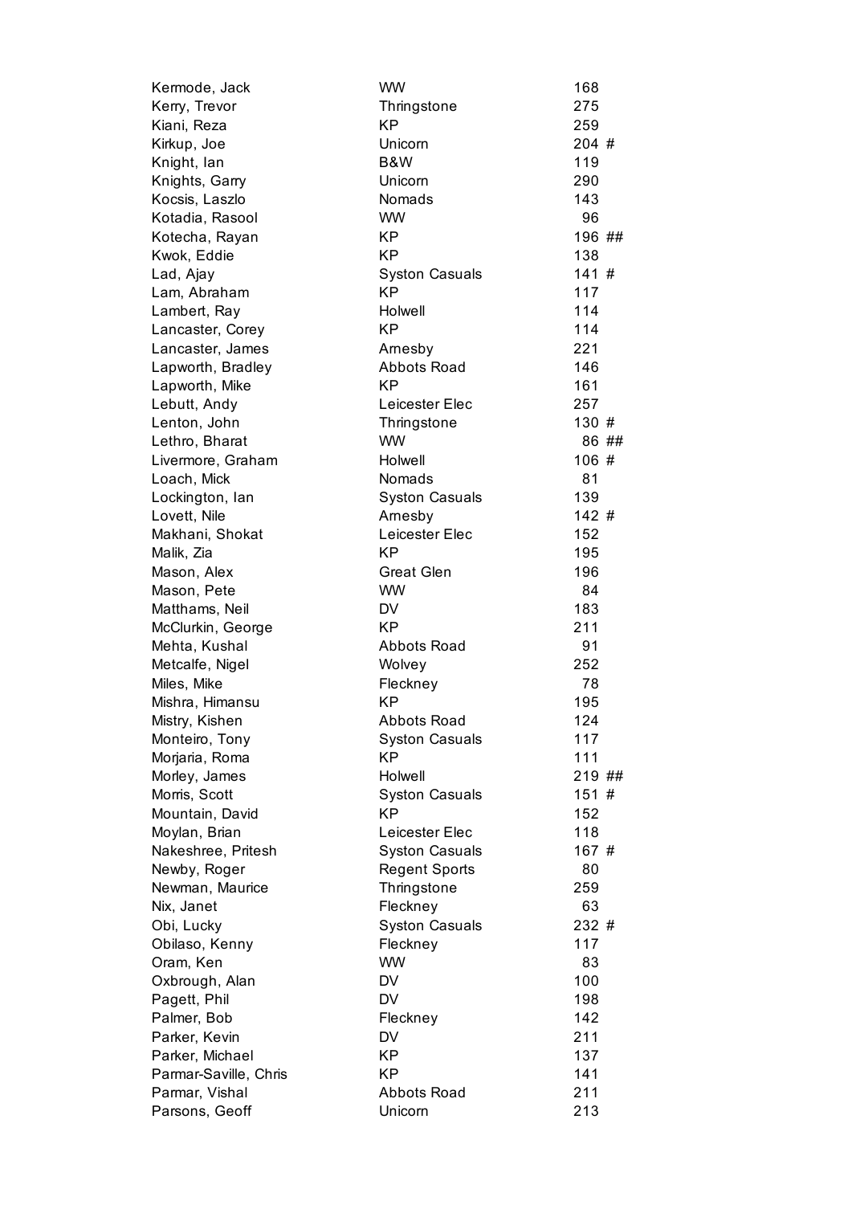| | | |
|---|---|---|
| Kermode, Jack | WW | 168 |
| Kerry, Trevor | Thringstone | 275 |
| Kiani, Reza | KP | 259 |
| Kirkup, Joe | Unicorn | 204 # |
| Knight, Ian | B&W | 119 |
| Knights, Garry | Unicorn | 290 |
| Kocsis, Laszlo | Nomads | 143 |
| Kotadia, Rasool | WW | 96 |
| Kotecha, Rayan | KP | 196 ## |
| Kwok, Eddie | KP | 138 |
| Lad, Ajay | Syston Casuals | 141 # |
| Lam, Abraham | KP | 117 |
| Lambert, Ray | Holwell | 114 |
| Lancaster, Corey | KP | 114 |
| Lancaster, James | Arnesby | 221 |
| Lapworth, Bradley | Abbots Road | 146 |
| Lapworth, Mike | KP | 161 |
| Lebutt, Andy | Leicester Elec | 257 |
| Lenton, John | Thringstone | 130 # |
| Lethro, Bharat | WW | 86 ## |
| Livermore, Graham | Holwell | 106 # |
| Loach, Mick | Nomads | 81 |
| Lockington, Ian | Syston Casuals | 139 |
| Lovett, Nile | Arnesby | 142 # |
| Makhani, Shokat | Leicester Elec | 152 |
| Malik, Zia | KP | 195 |
| Mason, Alex | Great Glen | 196 |
| Mason, Pete | WW | 84 |
| Matthams, Neil | DV | 183 |
| McClurkin, George | KP | 211 |
| Mehta, Kushal | Abbots Road | 91 |
| Metcalfe, Nigel | Wolvey | 252 |
| Miles, Mike | Fleckney | 78 |
| Mishra, Himansu | KP | 195 |
| Mistry, Kishen | Abbots Road | 124 |
| Monteiro, Tony | Syston Casuals | 117 |
| Morjaria, Roma | KP | 111 |
| Morley, James | Holwell | 219 ## |
| Morris, Scott | Syston Casuals | 151 # |
| Mountain, David | KP | 152 |
| Moylan, Brian | Leicester Elec | 118 |
| Nakeshree, Pritesh | Syston Casuals | 167 # |
| Newby, Roger | Regent Sports | 80 |
| Newman, Maurice | Thringstone | 259 |
| Nix, Janet | Fleckney | 63 |
| Obi, Lucky | Syston Casuals | 232 # |
| Obilaso, Kenny | Fleckney | 117 |
| Oram, Ken | WW | 83 |
| Oxbrough, Alan | DV | 100 |
| Pagett, Phil | DV | 198 |
| Palmer, Bob | Fleckney | 142 |
| Parker, Kevin | DV | 211 |
| Parker, Michael | KP | 137 |
| Parmar-Saville, Chris | KP | 141 |
| Parmar, Vishal | Abbots Road | 211 |
| Parsons, Geoff | Unicorn | 213 |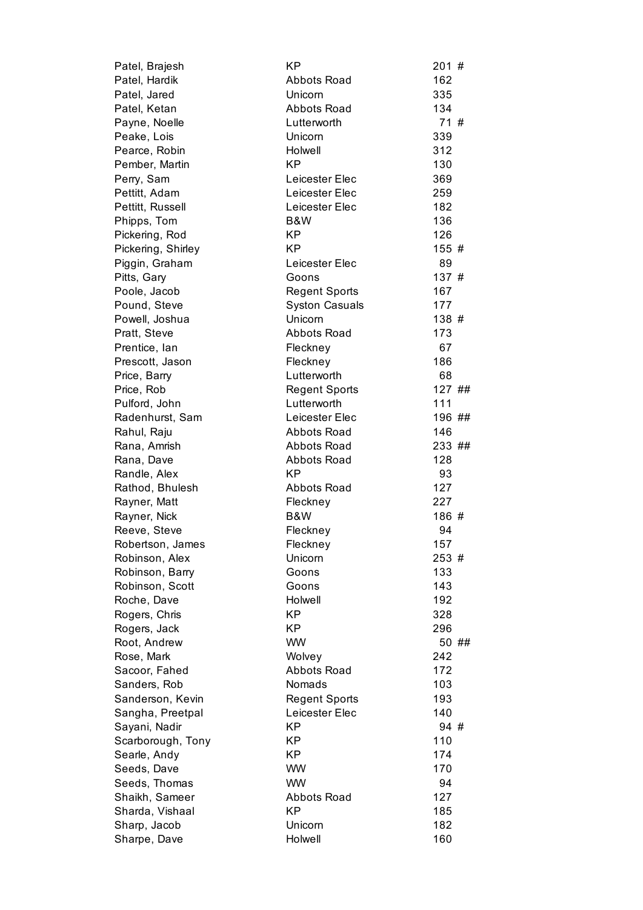| | | | |
|---|---|---|---|
| Patel, Brajesh | KP | 201 | # |
| Patel, Hardik | Abbots Road | 162 | |
| Patel, Jared | Unicorn | 335 | |
| Patel, Ketan | Abbots Road | 134 | |
| Payne, Noelle | Lutterworth | 71 | # |
| Peake, Lois | Unicorn | 339 | |
| Pearce, Robin | Holwell | 312 | |
| Pember, Martin | KP | 130 | |
| Perry, Sam | Leicester Elec | 369 | |
| Pettitt, Adam | Leicester Elec | 259 | |
| Pettitt, Russell | Leicester Elec | 182 | |
| Phipps, Tom | B&W | 136 | |
| Pickering, Rod | KP | 126 | |
| Pickering, Shirley | KP | 155 | # |
| Piggin, Graham | Leicester Elec | 89 | |
| Pitts, Gary | Goons | 137 | # |
| Poole, Jacob | Regent Sports | 167 | |
| Pound, Steve | Syston Casuals | 177 | |
| Powell, Joshua | Unicorn | 138 | # |
| Pratt, Steve | Abbots Road | 173 | |
| Prentice, Ian | Fleckney | 67 | |
| Prescott, Jason | Fleckney | 186 | |
| Price, Barry | Lutterworth | 68 | |
| Price, Rob | Regent Sports | 127 | ## |
| Pulford, John | Lutterworth | 111 | |
| Radenhurst, Sam | Leicester Elec | 196 | ## |
| Rahul, Raju | Abbots Road | 146 | |
| Rana, Amrish | Abbots Road | 233 | ## |
| Rana, Dave | Abbots Road | 128 | |
| Randle, Alex | KP | 93 | |
| Rathod, Bhulesh | Abbots Road | 127 | |
| Rayner, Matt | Fleckney | 227 | |
| Rayner, Nick | B&W | 186 | # |
| Reeve, Steve | Fleckney | 94 | |
| Robertson, James | Fleckney | 157 | |
| Robinson, Alex | Unicorn | 253 | # |
| Robinson, Barry | Goons | 133 | |
| Robinson, Scott | Goons | 143 | |
| Roche, Dave | Holwell | 192 | |
| Rogers, Chris | KP | 328 | |
| Rogers, Jack | KP | 296 | |
| Root, Andrew | WW | 50 | ## |
| Rose, Mark | Wolvey | 242 | |
| Sacoor, Fahed | Abbots Road | 172 | |
| Sanders, Rob | Nomads | 103 | |
| Sanderson, Kevin | Regent Sports | 193 | |
| Sangha, Preetpal | Leicester Elec | 140 | |
| Sayani, Nadir | KP | 94 | # |
| Scarborough, Tony | KP | 110 | |
| Searle, Andy | KP | 174 | |
| Seeds, Dave | WW | 170 | |
| Seeds, Thomas | WW | 94 | |
| Shaikh, Sameer | Abbots Road | 127 | |
| Sharda, Vishaal | KP | 185 | |
| Sharp, Jacob | Unicorn | 182 | |
| Sharpe, Dave | Holwell | 160 | |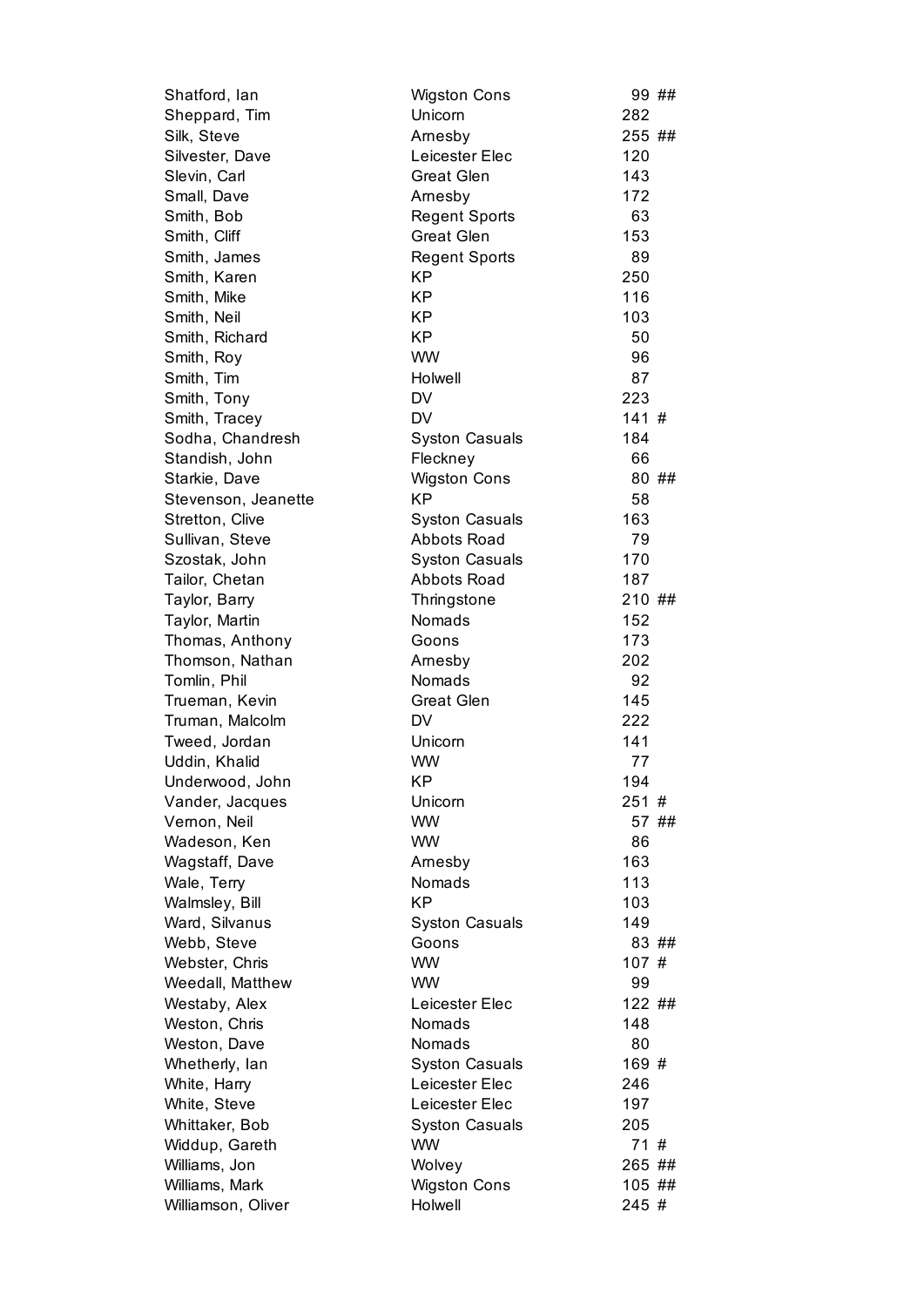| | | | |
|---|---|---|---|
| Shatford, Ian | Wigston Cons | 99 | ## |
| Sheppard, Tim | Unicorn | 282 | |
| Silk, Steve | Arnesby | 255 | ## |
| Silvester, Dave | Leicester Elec | 120 | |
| Slevin, Carl | Great Glen | 143 | |
| Small, Dave | Arnesby | 172 | |
| Smith, Bob | Regent Sports | 63 | |
| Smith, Cliff | Great Glen | 153 | |
| Smith, James | Regent Sports | 89 | |
| Smith, Karen | KP | 250 | |
| Smith, Mike | KP | 116 | |
| Smith, Neil | KP | 103 | |
| Smith, Richard | KP | 50 | |
| Smith, Roy | WW | 96 | |
| Smith, Tim | Holwell | 87 | |
| Smith, Tony | DV | 223 | |
| Smith, Tracey | DV | 141 | # |
| Sodha, Chandresh | Syston Casuals | 184 | |
| Standish, John | Fleckney | 66 | |
| Starkie, Dave | Wigston Cons | 80 | ## |
| Stevenson, Jeanette | KP | 58 | |
| Stretton, Clive | Syston Casuals | 163 | |
| Sullivan, Steve | Abbots Road | 79 | |
| Szostak, John | Syston Casuals | 170 | |
| Tailor, Chetan | Abbots Road | 187 | |
| Taylor, Barry | Thringstone | 210 | ## |
| Taylor, Martin | Nomads | 152 | |
| Thomas, Anthony | Goons | 173 | |
| Thomson, Nathan | Arnesby | 202 | |
| Tomlin, Phil | Nomads | 92 | |
| Trueman, Kevin | Great Glen | 145 | |
| Truman, Malcolm | DV | 222 | |
| Tweed, Jordan | Unicorn | 141 | |
| Uddin, Khalid | WW | 77 | |
| Underwood, John | KP | 194 | |
| Vander, Jacques | Unicorn | 251 | # |
| Vernon, Neil | WW | 57 | ## |
| Wadeson, Ken | WW | 86 | |
| Wagstaff, Dave | Arnesby | 163 | |
| Wale, Terry | Nomads | 113 | |
| Walmsley, Bill | KP | 103 | |
| Ward, Silvanus | Syston Casuals | 149 | |
| Webb, Steve | Goons | 83 | ## |
| Webster, Chris | WW | 107 | # |
| Weedall, Matthew | WW | 99 | |
| Westaby, Alex | Leicester Elec | 122 | ## |
| Weston, Chris | Nomads | 148 | |
| Weston, Dave | Nomads | 80 | |
| Whetherly, Ian | Syston Casuals | 169 | # |
| White, Harry | Leicester Elec | 246 | |
| White, Steve | Leicester Elec | 197 | |
| Whittaker, Bob | Syston Casuals | 205 | |
| Widdup, Gareth | WW | 71 | # |
| Williams, Jon | Wolvey | 265 | ## |
| Williams, Mark | Wigston Cons | 105 | ## |
| Williamson, Oliver | Holwell | 245 | # |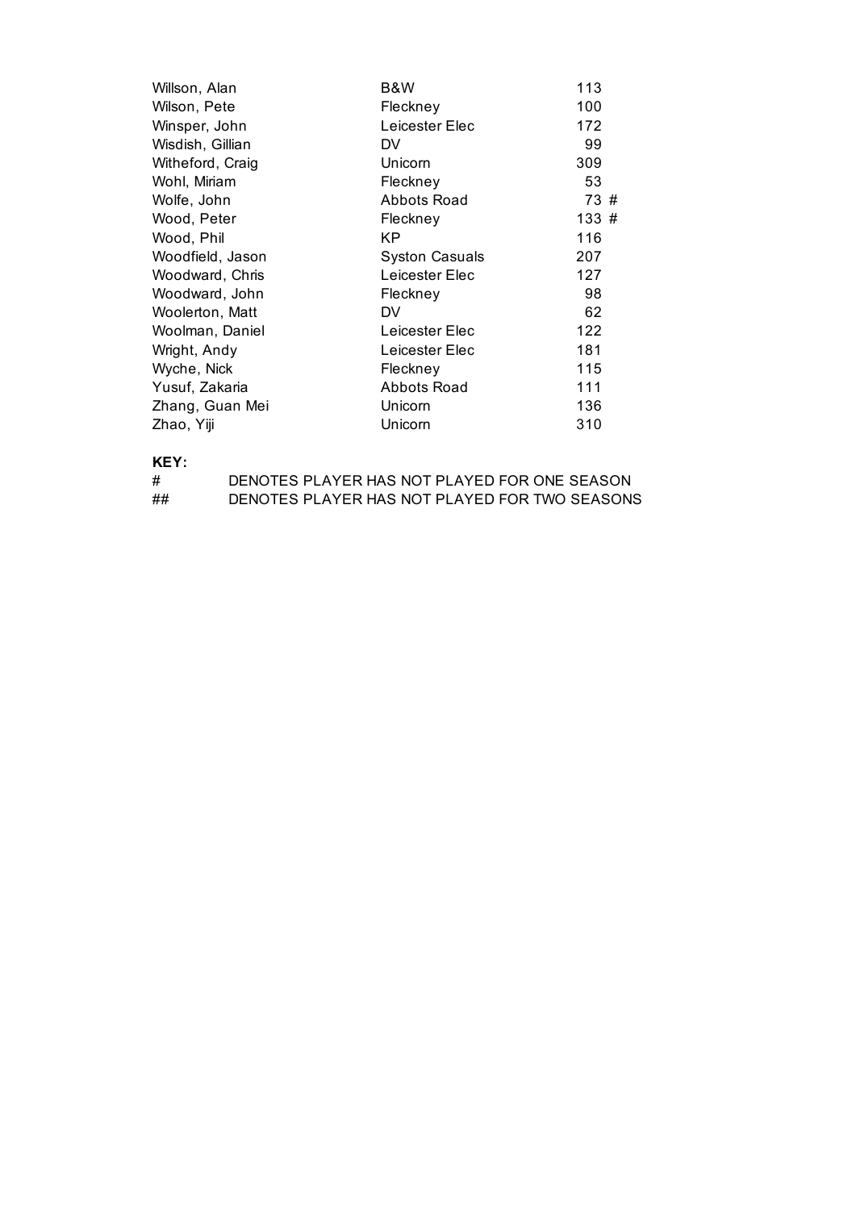| | | | |
|---|---|---|---|
| Willson, Alan | B&W | 113 | |
| Wilson, Pete | Fleckney | 100 | |
| Winsper, John | Leicester Elec | 172 | |
| Wisdish, Gillian | DV | 99 | |
| Witheford, Craig | Unicorn | 309 | |
| Wohl, Miriam | Fleckney | 53 | |
| Wolfe, John | Abbots Road | 73 | # |
| Wood, Peter | Fleckney | 133 | # |
| Wood, Phil | KP | 116 | |
| Woodfield, Jason | Syston Casuals | 207 | |
| Woodward, Chris | Leicester Elec | 127 | |
| Woodward, John | Fleckney | 98 | |
| Woolerton, Matt | DV | 62 | |
| Woolman, Daniel | Leicester Elec | 122 | |
| Wright, Andy | Leicester Elec | 181 | |
| Wyche, Nick | Fleckney | 115 | |
| Yusuf, Zakaria | Abbots Road | 111 | |
| Zhang, Guan Mei | Unicorn | 136 | |
| Zhao, Yiji | Unicorn | 310 | |

**KEY:**

| | |
|---|---|
| # | DENOTES PLAYER HAS NOT PLAYED FOR ONE SEASON |
| ## | DENOTES PLAYER HAS NOT PLAYED FOR TWO SEASONS |